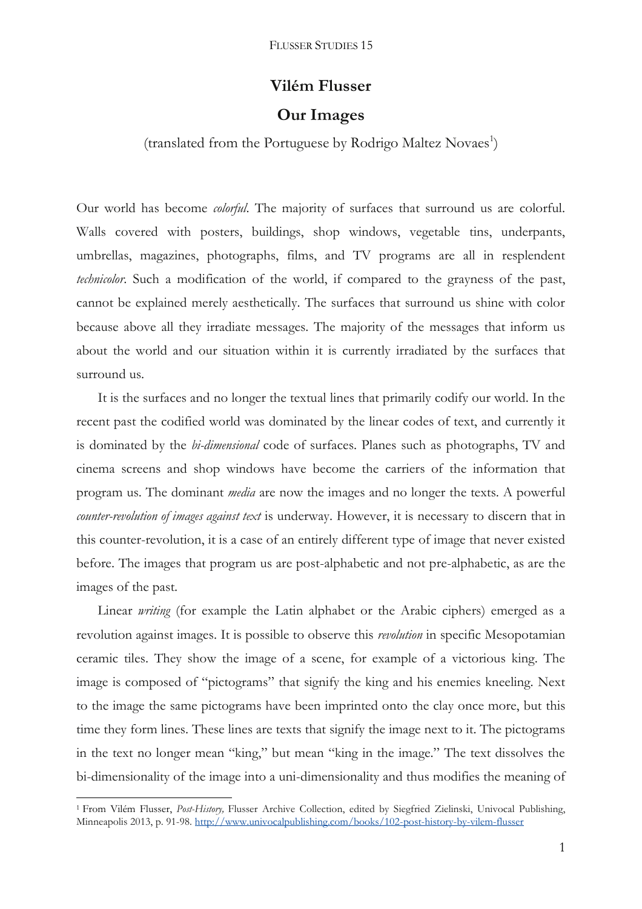# Vilém Flusser

## Our Images

(translated from the Portuguese by Rodrigo Maltez Novaes[1])

Our world has become *colorful*. The majority of surfaces that surround us are colorful. Walls covered with posters, buildings, shop windows, vegetable tins, underpants, umbrellas, magazines, photographs, films, and TV programs are all in resplendent *technicolor*. Such a modification of the world, if compared to the grayness of the past, cannot be explained merely aesthetically. The surfaces that surround us shine with color because above all they irradiate messages. The majority of the messages that inform us about the world and our situation within it is currently irradiated by the surfaces that surround us.

It is the surfaces and no longer the textual lines that primarily codify our world. In the recent past the codified world was dominated by the linear codes of text, and currently it is dominated by the *bi-dimensional* code of surfaces. Planes such as photographs, TV and cinema screens and shop windows have become the carriers of the information that program us. The dominant *media* are now the images and no longer the texts. A powerful *counter-revolution of images against text* is underway. However, it is necessary to discern that in this counter-revolution, it is a case of an entirely different type of image that never existed before. The images that program us are post-alphabetic and not pre-alphabetic, as are the images of the past.

Linear *writing* (for example the Latin alphabet or the Arabic ciphers) emerged as a revolution against images. It is possible to observe this *revolution* in specific Mesopotamian ceramic tiles. They show the image of a scene, for example of a victorious king. The image is composed of "pictograms" that signify the king and his enemies kneeling. Next to the image the same pictograms have been imprinted onto the clay once more, but this time they form lines. These lines are texts that signify the image next to it. The pictograms in the text no longer mean "king," but mean "king in the image." The text dissolves the bi-dimensionality of the image into a uni-dimensionality and thus modifies the meaning of

---

[1] From Vilém Flusser, *Post-History,* Flusser Archive Collection, edited by Siegfried Zielinski, Univocal Publishing, Minneapolis 2013, p. 91-98. http://www.univocalpublishing.com/books/102-post-history-by-vilem-flusser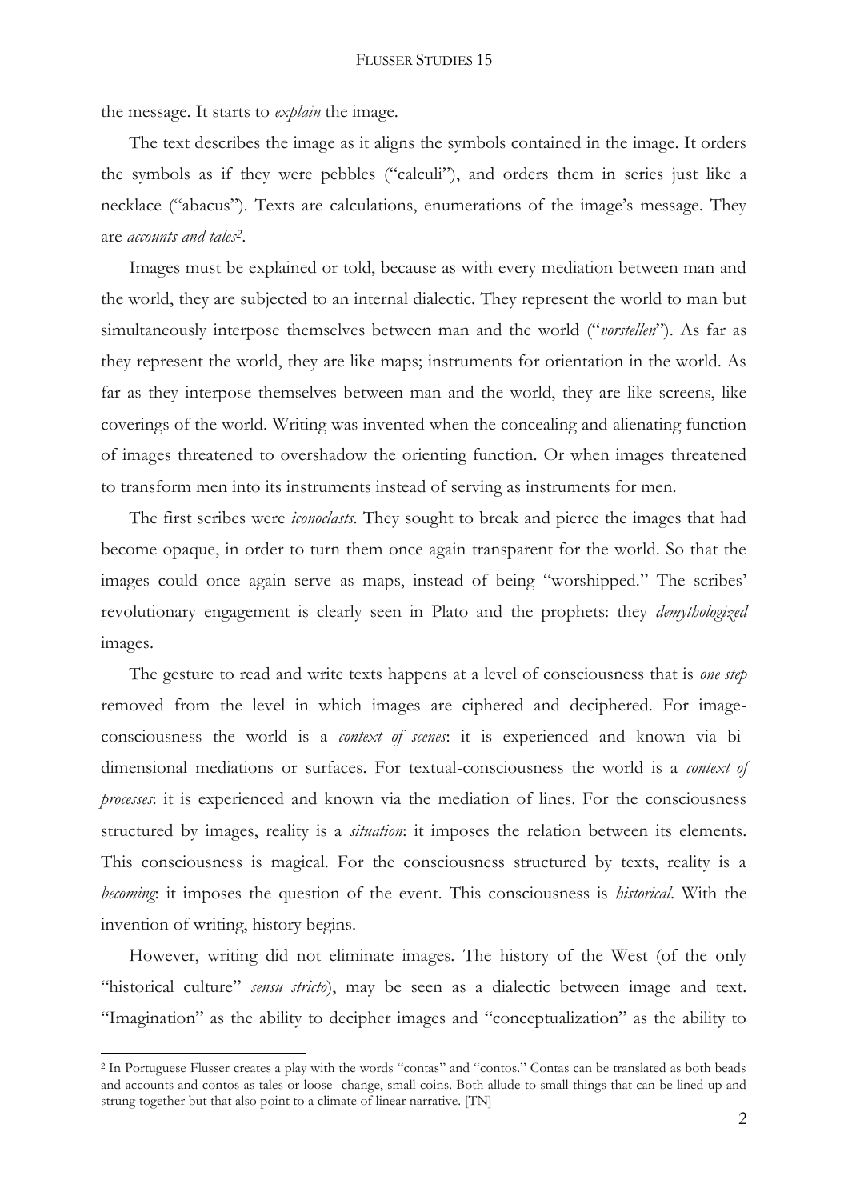the message. It starts to *explain* the image.

The text describes the image as it aligns the symbols contained in the image. It orders the symbols as if they were pebbles ("calculi"), and orders them in series just like a necklace ("abacus"). Texts are calculations, enumerations of the image's message. They are *accounts and tales*[2].

Images must be explained or told, because as with every mediation between man and the world, they are subjected to an internal dialectic. They represent the world to man but simultaneously interpose themselves between man and the world ("*vorstellen*"). As far as they represent the world, they are like maps; instruments for orientation in the world. As far as they interpose themselves between man and the world, they are like screens, like coverings of the world. Writing was invented when the concealing and alienating function of images threatened to overshadow the orienting function. Or when images threatened to transform men into its instruments instead of serving as instruments for men.

The first scribes were *iconoclasts*. They sought to break and pierce the images that had become opaque, in order to turn them once again transparent for the world. So that the images could once again serve as maps, instead of being "worshipped." The scribes' revolutionary engagement is clearly seen in Plato and the prophets: they *demythologized* images.

The gesture to read and write texts happens at a level of consciousness that is *one step* removed from the level in which images are ciphered and deciphered. For image-consciousness the world is a *context of scenes*: it is experienced and known via bi-dimensional mediations or surfaces. For textual-consciousness the world is a *context of processes*: it is experienced and known via the mediation of lines. For the consciousness structured by images, reality is a *situation*: it imposes the relation between its elements. This consciousness is magical. For the consciousness structured by texts, reality is a *becoming*: it imposes the question of the event. This consciousness is *historical*. With the invention of writing, history begins.

However, writing did not eliminate images. The history of the West (of the only "historical culture" *sensu stricto*), may be seen as a dialectic between image and text. "Imagination" as the ability to decipher images and "conceptualization" as the ability to

---

[2] In Portuguese Flusser creates a play with the words "contas" and "contos." Contas can be translated as both beads and accounts and contos as tales or loose- change, small coins. Both allude to small things that can be lined up and strung together but that also point to a climate of linear narrative. [TN]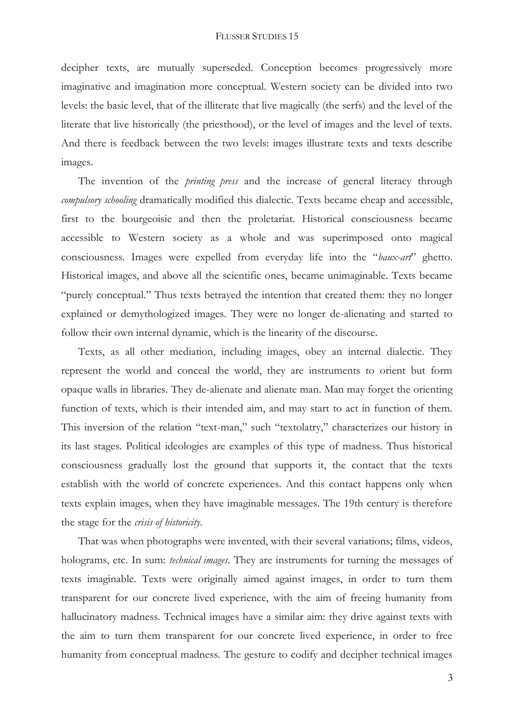decipher texts, are mutually superseded. Conception becomes progressively more imaginative and imagination more conceptual. Western society can be divided into two levels: the basic level, that of the illiterate that live magically (the serfs) and the level of the literate that live historically (the priesthood), or the level of images and the level of texts. And there is feedback between the two levels: images illustrate texts and texts describe images.

The invention of the *printing press* and the increase of general literacy through *compulsory schooling* dramatically modified this dialectic. Texts became cheap and accessible, first to the bourgeoisie and then the proletariat. Historical consciousness became accessible to Western society as a whole and was superimposed onto magical consciousness. Images were expelled from everyday life into the "*baux-art*" ghetto. Historical images, and above all the scientific ones, became unimaginable. Texts became "purely conceptual." Thus texts betrayed the intention that created them: they no longer explained or demythologized images. They were no longer de-alienating and started to follow their own internal dynamic, which is the linearity of the discourse.

Texts, as all other mediation, including images, obey an internal dialectic. They represent the world and conceal the world, they are instruments to orient but form opaque walls in libraries. They de-alienate and alienate man. Man may forget the orienting function of texts, which is their intended aim, and may start to act in function of them. This inversion of the relation "text-man," such "textolatry," characterizes our history in its last stages. Political ideologies are examples of this type of madness. Thus historical consciousness gradually lost the ground that supports it, the contact that the texts establish with the world of concrete experiences. And this contact happens only when texts explain images, when they have imaginable messages. The 19th century is therefore the stage for the *crisis of historicity*.

That was when photographs were invented, with their several variations; films, videos, holograms, etc. In sum: *technical images*. They are instruments for turning the messages of texts imaginable. Texts were originally aimed against images, in order to turn them transparent for our concrete lived experience, with the aim of freeing humanity from hallucinatory madness. Technical images have a similar aim: they drive against texts with the aim to turn them transparent for our concrete lived experience, in order to free humanity from conceptual madness. The gesture to codify and decipher technical images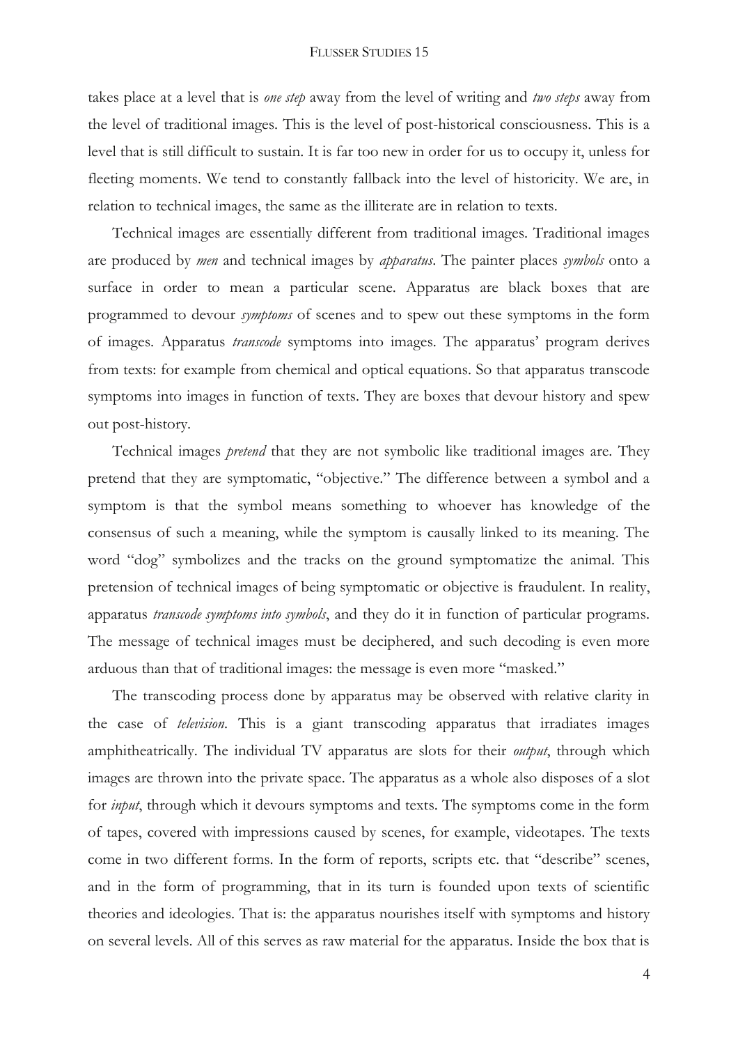takes place at a level that is *one step* away from the level of writing and *two steps* away from the level of traditional images. This is the level of post-historical consciousness. This is a level that is still difficult to sustain. It is far too new in order for us to occupy it, unless for fleeting moments. We tend to constantly fallback into the level of historicity. We are, in relation to technical images, the same as the illiterate are in relation to texts.

Technical images are essentially different from traditional images. Traditional images are produced by *men* and technical images by *apparatus*. The painter places *symbols* onto a surface in order to mean a particular scene. Apparatus are black boxes that are programmed to devour *symptoms* of scenes and to spew out these symptoms in the form of images. Apparatus *transcode* symptoms into images. The apparatus' program derives from texts: for example from chemical and optical equations. So that apparatus transcode symptoms into images in function of texts. They are boxes that devour history and spew out post-history.

Technical images *pretend* that they are not symbolic like traditional images are. They pretend that they are symptomatic, "objective." The difference between a symbol and a symptom is that the symbol means something to whoever has knowledge of the consensus of such a meaning, while the symptom is causally linked to its meaning. The word "dog" symbolizes and the tracks on the ground symptomatize the animal. This pretension of technical images of being symptomatic or objective is fraudulent. In reality, apparatus *transcode symptoms into symbols*, and they do it in function of particular programs. The message of technical images must be deciphered, and such decoding is even more arduous than that of traditional images: the message is even more "masked."

The transcoding process done by apparatus may be observed with relative clarity in the case of *television*. This is a giant transcoding apparatus that irradiates images amphitheatrically. The individual TV apparatus are slots for their *output*, through which images are thrown into the private space. The apparatus as a whole also disposes of a slot for *input*, through which it devours symptoms and texts. The symptoms come in the form of tapes, covered with impressions caused by scenes, for example, videotapes. The texts come in two different forms. In the form of reports, scripts etc. that "describe" scenes, and in the form of programming, that in its turn is founded upon texts of scientific theories and ideologies. That is: the apparatus nourishes itself with symptoms and history on several levels. All of this serves as raw material for the apparatus. Inside the box that is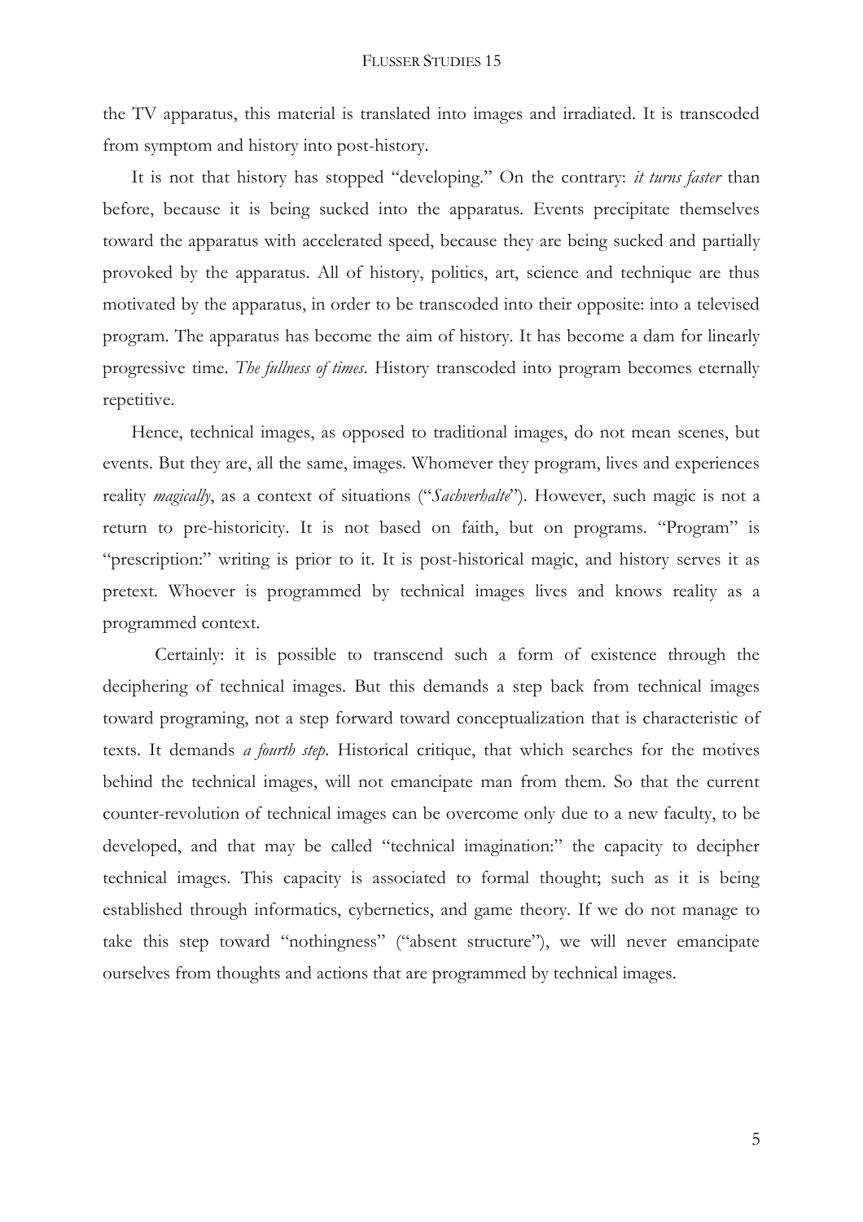the TV apparatus, this material is translated into images and irradiated. It is transcoded from symptom and history into post-history.

It is not that history has stopped "developing." On the contrary: *it turns faster* than before, because it is being sucked into the apparatus. Events precipitate themselves toward the apparatus with accelerated speed, because they are being sucked and partially provoked by the apparatus. All of history, politics, art, science and technique are thus motivated by the apparatus, in order to be transcoded into their opposite: into a televised program. The apparatus has become the aim of history. It has become a dam for linearly progressive time. *The fullness of times*. History transcoded into program becomes eternally repetitive.

Hence, technical images, as opposed to traditional images, do not mean scenes, but events. But they are, all the same, images. Whomever they program, lives and experiences reality *magically*, as a context of situations ("*Sachverhalte*"). However, such magic is not a return to pre-historicity. It is not based on faith, but on programs. "Program" is "prescription:" writing is prior to it. It is post-historical magic, and history serves it as pretext. Whoever is programmed by technical images lives and knows reality as a programmed context.

Certainly: it is possible to transcend such a form of existence through the deciphering of technical images. But this demands a step back from technical images toward programing, not a step forward toward conceptualization that is characteristic of texts. It demands *a fourth step*. Historical critique, that which searches for the motives behind the technical images, will not emancipate man from them. So that the current counter-revolution of technical images can be overcome only due to a new faculty, to be developed, and that may be called "technical imagination:" the capacity to decipher technical images. This capacity is associated to formal thought; such as it is being established through informatics, cybernetics, and game theory. If we do not manage to take this step toward "nothingness" ("absent structure"), we will never emancipate ourselves from thoughts and actions that are programmed by technical images.